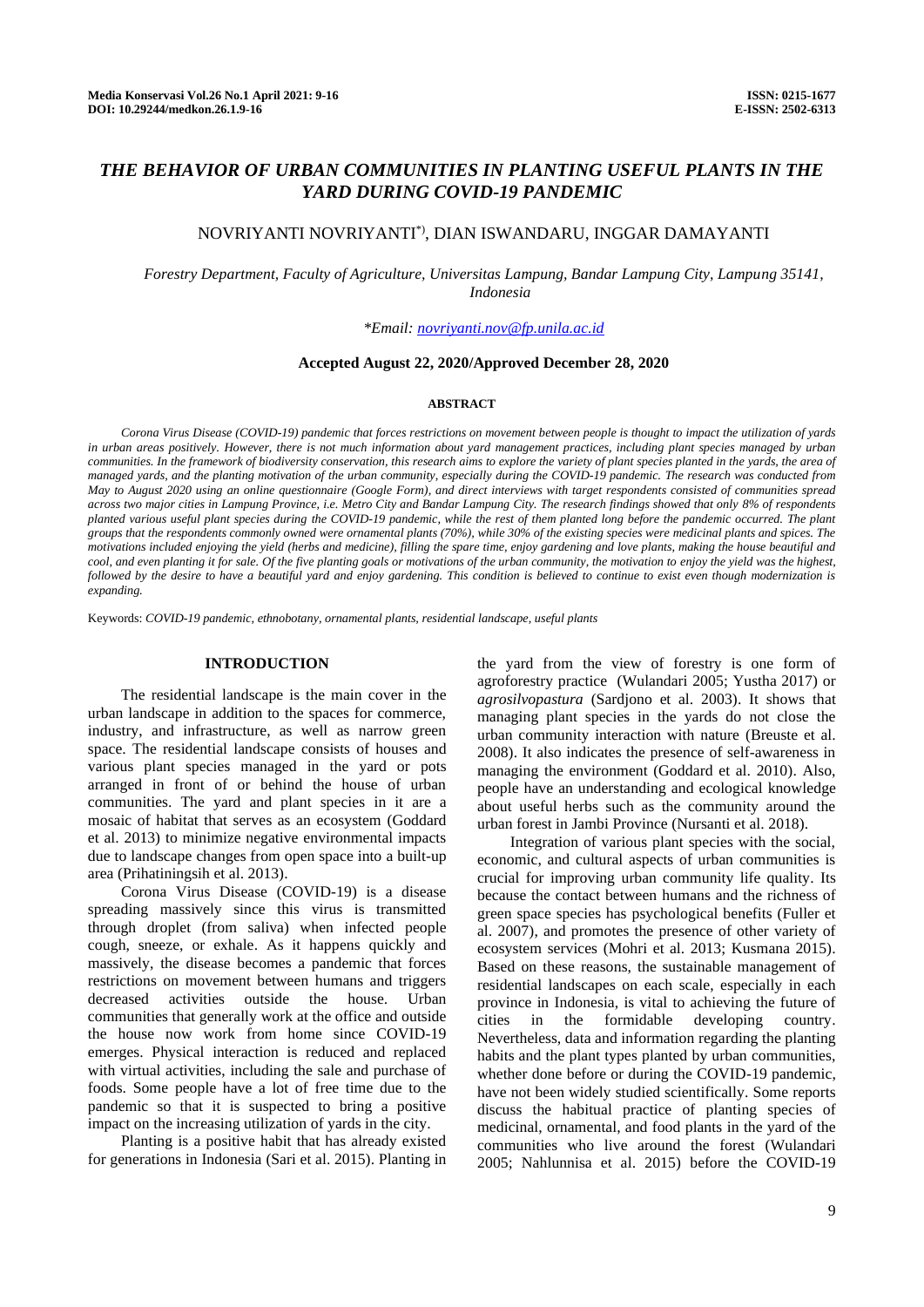# *THE BEHAVIOR OF URBAN COMMUNITIES IN PLANTING USEFUL PLANTS IN THE YARD DURING COVID-19 PANDEMIC*

NOVRIYANTI NOVRIYANTI[*)], DIAN ISWANDARU, INGGAR DAMAYANTI

*Forestry Department, Faculty of Agriculture, Universitas Lampung, Bandar Lampung City, Lampung 35141, Indonesia*

*\*Email: novriyanti.nov@fp.unila.ac.id*

**Accepted August 22, 2020/Approved December 28, 2020**

## ABSTRACT

*Corona Virus Disease (COVID-19) pandemic that forces restrictions on movement between people is thought to impact the utilization of yards in urban areas positively. However, there is not much information about yard management practices, including plant species managed by urban communities. In the framework of biodiversity conservation, this research aims to explore the variety of plant species planted in the yards, the area of managed yards, and the planting motivation of the urban community, especially during the COVID-19 pandemic. The research was conducted from May to August 2020 using an online questionnaire (Google Form), and direct interviews with target respondents consisted of communities spread across two major cities in Lampung Province, i.e. Metro City and Bandar Lampung City. The research findings showed that only 8% of respondents planted various useful plant species during the COVID-19 pandemic, while the rest of them planted long before the pandemic occurred. The plant groups that the respondents commonly owned were ornamental plants (70%), while 30% of the existing species were medicinal plants and spices. The motivations included enjoying the yield (herbs and medicine), filling the spare time, enjoy gardening and love plants, making the house beautiful and cool, and even planting it for sale. Of the five planting goals or motivations of the urban community, the motivation to enjoy the yield was the highest, followed by the desire to have a beautiful yard and enjoy gardening. This condition is believed to continue to exist even though modernization is expanding.*

Keywords: *COVID-19 pandemic, ethnobotany, ornamental plants, residential landscape, useful plants*

## INTRODUCTION

The residential landscape is the main cover in the urban landscape in addition to the spaces for commerce, industry, and infrastructure, as well as narrow green space. The residential landscape consists of houses and various plant species managed in the yard or pots arranged in front of or behind the house of urban communities. The yard and plant species in it are a mosaic of habitat that serves as an ecosystem (Goddard et al. 2013) to minimize negative environmental impacts due to landscape changes from open space into a built-up area (Prihatiningsih et al. 2013).

Corona Virus Disease (COVID-19) is a disease spreading massively since this virus is transmitted through droplet (from saliva) when infected people cough, sneeze, or exhale. As it happens quickly and massively, the disease becomes a pandemic that forces restrictions on movement between humans and triggers decreased activities outside the house. Urban communities that generally work at the office and outside the house now work from home since COVID-19 emerges. Physical interaction is reduced and replaced with virtual activities, including the sale and purchase of foods. Some people have a lot of free time due to the pandemic so that it is suspected to bring a positive impact on the increasing utilization of yards in the city.

Planting is a positive habit that has already existed for generations in Indonesia (Sari et al. 2015). Planting in the yard from the view of forestry is one form of agroforestry practice (Wulandari 2005; Yustha 2017) or *agrosilvopastura* (Sardjono et al. 2003). It shows that managing plant species in the yards do not close the urban community interaction with nature (Breuste et al. 2008). It also indicates the presence of self-awareness in managing the environment (Goddard et al. 2010). Also, people have an understanding and ecological knowledge about useful herbs such as the community around the urban forest in Jambi Province (Nursanti et al. 2018).

Integration of various plant species with the social, economic, and cultural aspects of urban communities is crucial for improving urban community life quality. Its because the contact between humans and the richness of green space species has psychological benefits (Fuller et al. 2007), and promotes the presence of other variety of ecosystem services (Mohri et al. 2013; Kusmana 2015). Based on these reasons, the sustainable management of residential landscapes on each scale, especially in each province in Indonesia, is vital to achieving the future of cities in the formidable developing country. Nevertheless, data and information regarding the planting habits and the plant types planted by urban communities, whether done before or during the COVID-19 pandemic, have not been widely studied scientifically. Some reports discuss the habitual practice of planting species of medicinal, ornamental, and food plants in the yard of the communities who live around the forest (Wulandari 2005; Nahlunnisa et al. 2015) before the COVID-19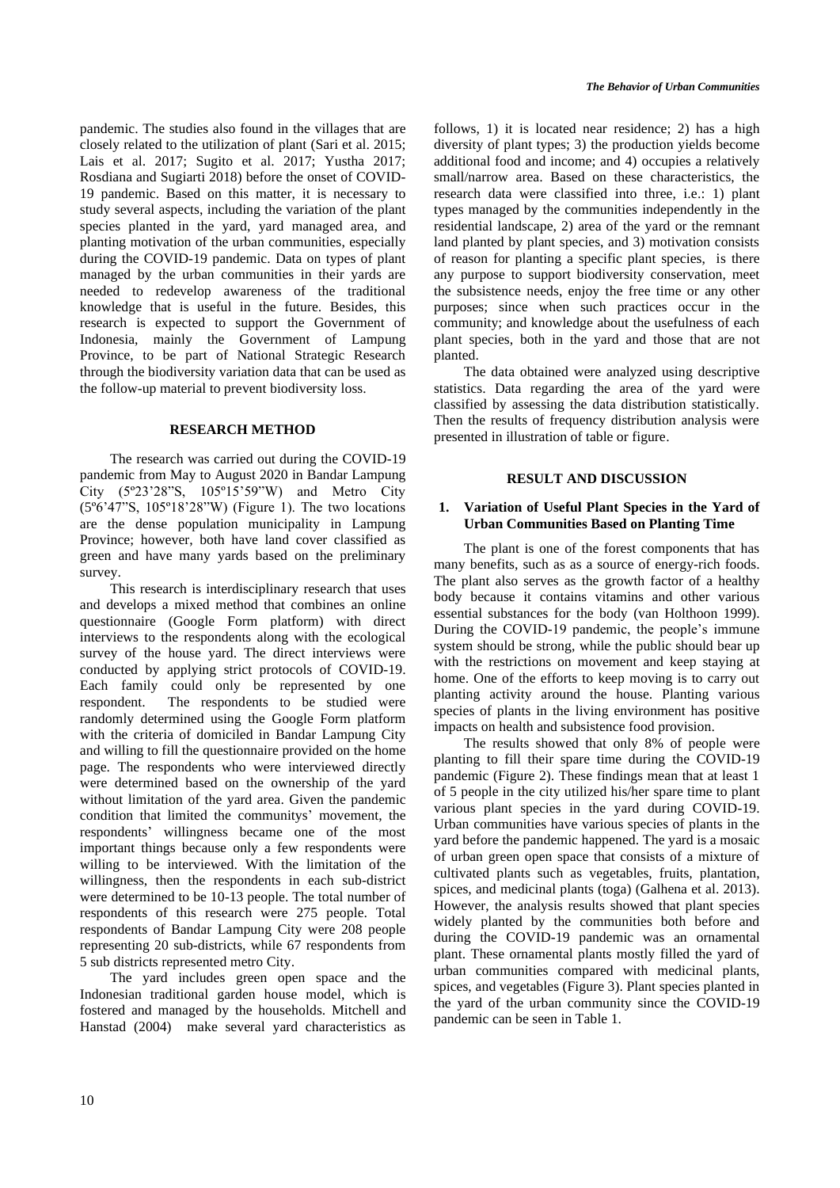pandemic. The studies also found in the villages that are closely related to the utilization of plant (Sari et al. 2015; Lais et al. 2017; Sugito et al. 2017; Yustha 2017; Rosdiana and Sugiarti 2018) before the onset of COVID-19 pandemic. Based on this matter, it is necessary to study several aspects, including the variation of the plant species planted in the yard, yard managed area, and planting motivation of the urban communities, especially during the COVID-19 pandemic. Data on types of plant managed by the urban communities in their yards are needed to redevelop awareness of the traditional knowledge that is useful in the future. Besides, this research is expected to support the Government of Indonesia, mainly the Government of Lampung Province, to be part of National Strategic Research through the biodiversity variation data that can be used as the follow-up material to prevent biodiversity loss.

## RESEARCH METHOD

The research was carried out during the COVID-19 pandemic from May to August 2020 in Bandar Lampung City (5º23'28"S, 105º15'59"W) and Metro City (5º6'47"S, 105º18'28"W) (Figure 1). The two locations are the dense population municipality in Lampung Province; however, both have land cover classified as green and have many yards based on the preliminary survey.

This research is interdisciplinary research that uses and develops a mixed method that combines an online questionnaire (Google Form platform) with direct interviews to the respondents along with the ecological survey of the house yard. The direct interviews were conducted by applying strict protocols of COVID-19. Each family could only be represented by one respondent. The respondents to be studied were randomly determined using the Google Form platform with the criteria of domiciled in Bandar Lampung City and willing to fill the questionnaire provided on the home page. The respondents who were interviewed directly were determined based on the ownership of the yard without limitation of the yard area. Given the pandemic condition that limited the communitys' movement, the respondents' willingness became one of the most important things because only a few respondents were willing to be interviewed. With the limitation of the willingness, then the respondents in each sub-district were determined to be 10-13 people. The total number of respondents of this research were 275 people. Total respondents of Bandar Lampung City were 208 people representing 20 sub-districts, while 67 respondents from 5 sub districts represented metro City.

The yard includes green open space and the Indonesian traditional garden house model, which is fostered and managed by the households. Mitchell and Hanstad (2004) make several yard characteristics as follows, 1) it is located near residence; 2) has a high diversity of plant types; 3) the production yields become additional food and income; and 4) occupies a relatively small/narrow area. Based on these characteristics, the research data were classified into three, i.e.: 1) plant types managed by the communities independently in the residential landscape, 2) area of the yard or the remnant land planted by plant species, and 3) motivation consists of reason for planting a specific plant species, is there any purpose to support biodiversity conservation, meet the subsistence needs, enjoy the free time or any other purposes; since when such practices occur in the community; and knowledge about the usefulness of each plant species, both in the yard and those that are not planted.

The data obtained were analyzed using descriptive statistics. Data regarding the area of the yard were classified by assessing the data distribution statistically. Then the results of frequency distribution analysis were presented in illustration of table or figure.

## RESULT AND DISCUSSION

### 1. Variation of Useful Plant Species in the Yard of Urban Communities Based on Planting Time

The plant is one of the forest components that has many benefits, such as as a source of energy-rich foods. The plant also serves as the growth factor of a healthy body because it contains vitamins and other various essential substances for the body (van Holthoon 1999). During the COVID-19 pandemic, the people's immune system should be strong, while the public should bear up with the restrictions on movement and keep staying at home. One of the efforts to keep moving is to carry out planting activity around the house. Planting various species of plants in the living environment has positive impacts on health and subsistence food provision.

The results showed that only 8% of people were planting to fill their spare time during the COVID-19 pandemic (Figure 2). These findings mean that at least 1 of 5 people in the city utilized his/her spare time to plant various plant species in the yard during COVID-19. Urban communities have various species of plants in the yard before the pandemic happened. The yard is a mosaic of urban green open space that consists of a mixture of cultivated plants such as vegetables, fruits, plantation, spices, and medicinal plants (toga) (Galhena et al. 2013). However, the analysis results showed that plant species widely planted by the communities both before and during the COVID-19 pandemic was an ornamental plant. These ornamental plants mostly filled the yard of urban communities compared with medicinal plants, spices, and vegetables (Figure 3). Plant species planted in the yard of the urban community since the COVID-19 pandemic can be seen in Table 1.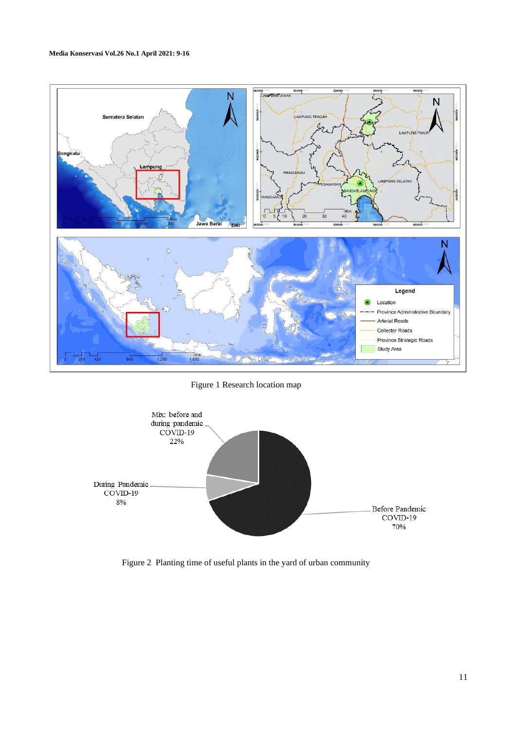Legend

Location

Province Administrative Boundary

Arterial Roads

Collector Roads

Province Strategic Roads

Study Area

Figure 1 Research location map

Mix: before and during pandemic COVID-19 22%

During Pandemic COVID-19 8%

Before Pandemic COVID-19 70%

Figure 2 Planting time of useful plants in the yard of urban community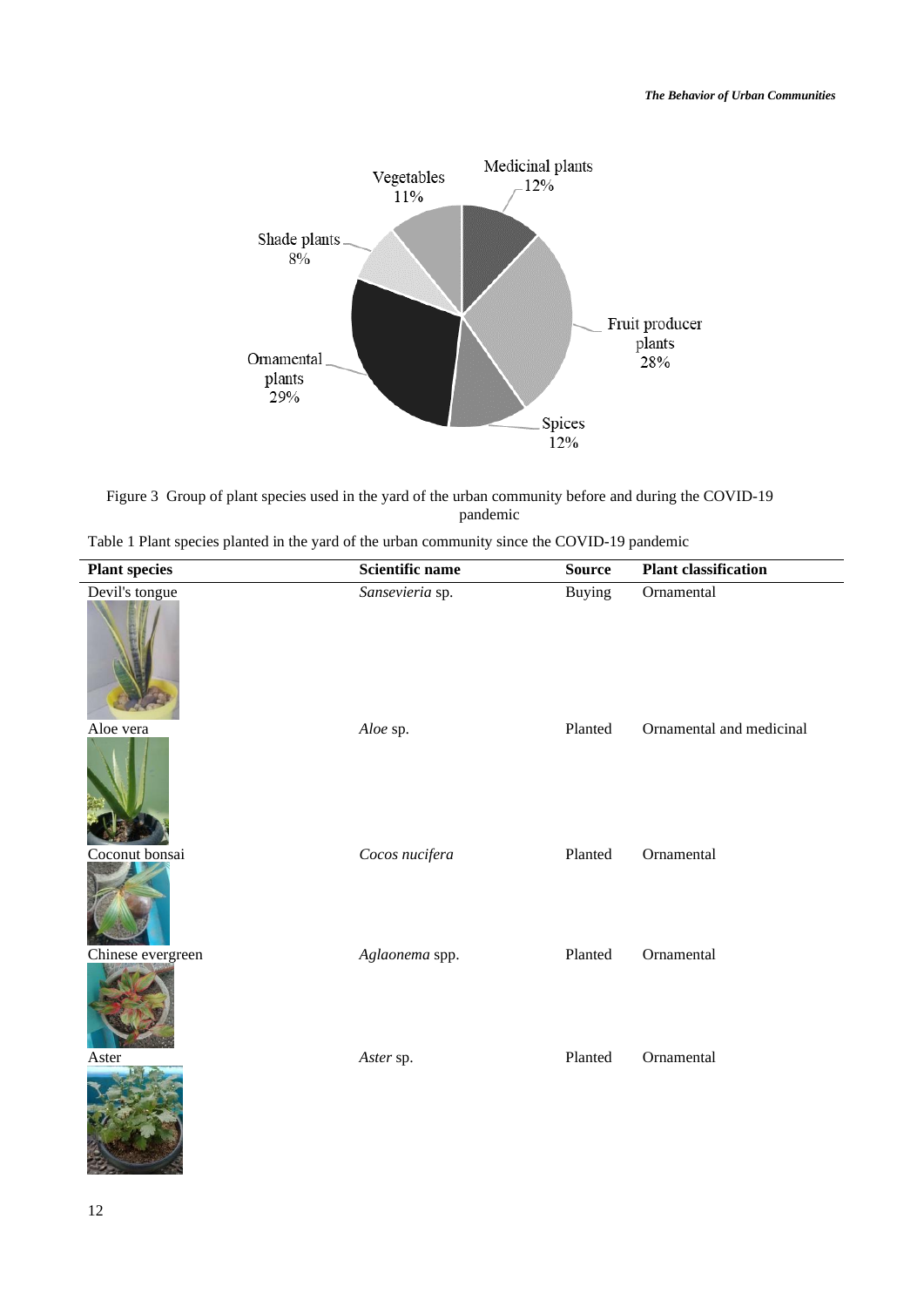Medicinal plants
12%

Fruit producer
plants
28%

Spices
12%

Ornamental
plants
29%

Shade plants
8%

Vegetables
11%

Figure 3 Group of plant species used in the yard of the urban community before and during the COVID-19 pandemic

Table 1 Plant species planted in the yard of the urban community since the COVID-19 pandemic

| Plant species | Scientific name | Source | Plant classification |
|---|---|---|---|
| Devil's tongue | *Sansevieria* sp. | Buying | Ornamental |
| Aloe vera | *Aloe* sp. | Planted | Ornamental and medicinal |
| Coconut bonsai | *Cocos nucifera* | Planted | Ornamental |
| Chinese evergreen | *Aglaonema* spp. | Planted | Ornamental |
| Aster | *Aster* sp. | Planted | Ornamental |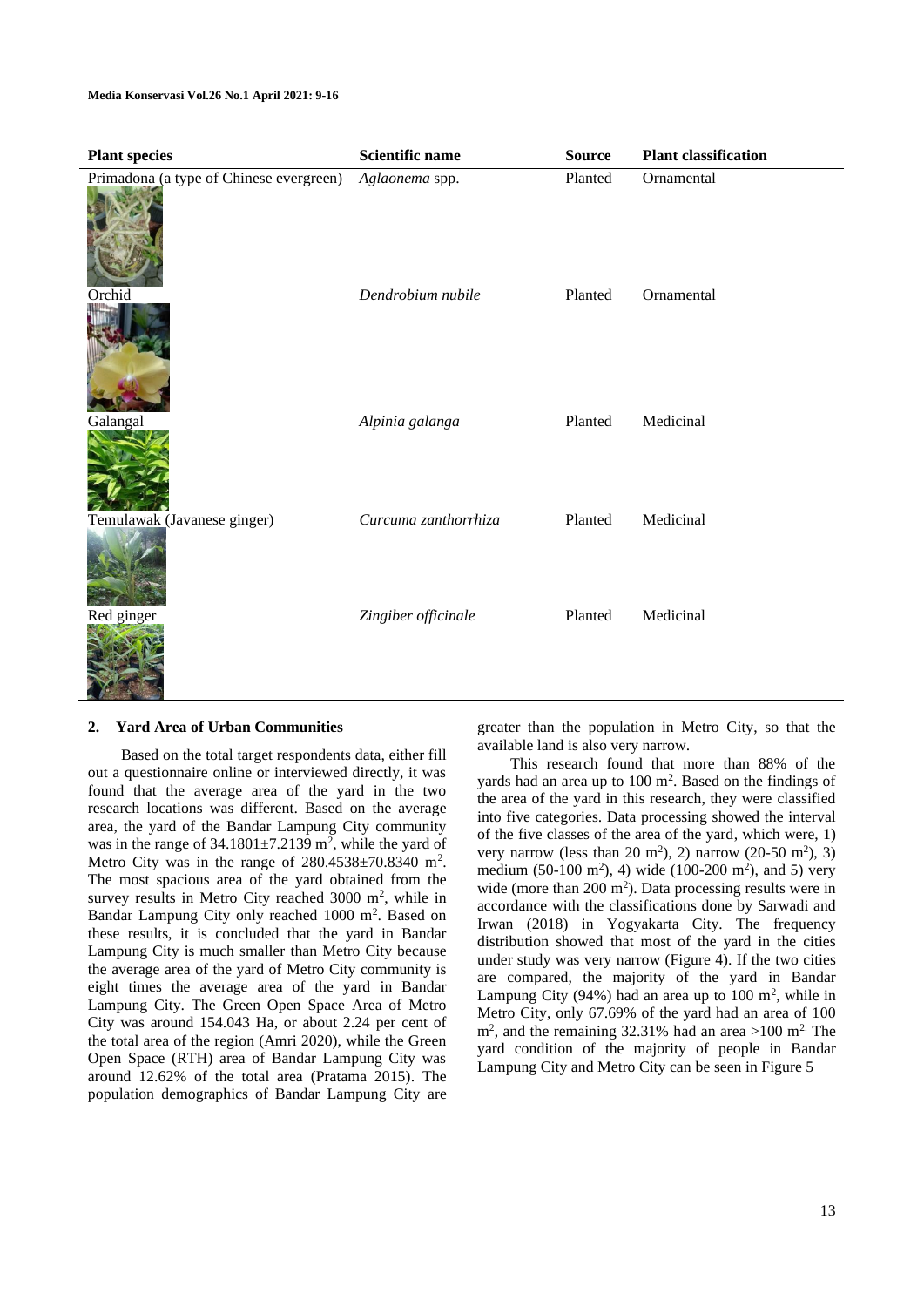| Plant species | Scientific name | Source | Plant classification |
|---|---|---|---|
| Primadona (a type of Chinese evergreen) | *Aglaonema* spp. | Planted | Ornamental |
| Orchid | *Dendrobium nubile* | Planted | Ornamental |
| Galangal | *Alpinia galanga* | Planted | Medicinal |
| Temulawak (Javanese ginger) | *Curcuma zanthorrhiza* | Planted | Medicinal |
| Red ginger | *Zingiber officinale* | Planted | Medicinal |

## 2. Yard Area of Urban Communities

Based on the total target respondents data, either fill out a questionnaire online or interviewed directly, it was found that the average area of the yard in the two research locations was different. Based on the average area, the yard of the Bandar Lampung City community was in the range of $34.1801 \pm 7.2139$ m$^2$, while the yard of Metro City was in the range of $280.4538 \pm 70.8340$ m$^2$. The most spacious area of the yard obtained from the survey results in Metro City reached 3000 m$^2$, while in Bandar Lampung City only reached 1000 m$^2$. Based on these results, it is concluded that the yard in Bandar Lampung City is much smaller than Metro City because the average area of the yard of Metro City community is eight times the average area of the yard in Bandar Lampung City. The Green Open Space Area of Metro City was around 154.043 Ha, or about 2.24 per cent of the total area of the region (Amri 2020), while the Green Open Space (RTH) area of Bandar Lampung City was around 12.62% of the total area (Pratama 2015). The population demographics of Bandar Lampung City are greater than the population in Metro City, so that the available land is also very narrow.

This research found that more than 88% of the yards had an area up to 100 m$^2$. Based on the findings of the area of the yard in this research, they were classified into five categories. Data processing showed the interval of the five classes of the area of the yard, which were, 1) very narrow (less than 20 m$^2$), 2) narrow (20-50 m$^2$), 3) medium (50-100 m$^2$), 4) wide (100-200 m$^2$), and 5) very wide (more than 200 m$^2$). Data processing results were in accordance with the classifications done by Sarwadi and Irwan (2018) in Yogyakarta City. The frequency distribution showed that most of the yard in the cities under study was very narrow (Figure 4). If the two cities are compared, the majority of the yard in Bandar Lampung City (94%) had an area up to 100 m$^2$, while in Metro City, only 67.69% of the yard had an area of 100 m$^2$, and the remaining 32.31% had an area >100 m$^2$. The yard condition of the majority of people in Bandar Lampung City and Metro City can be seen in Figure 5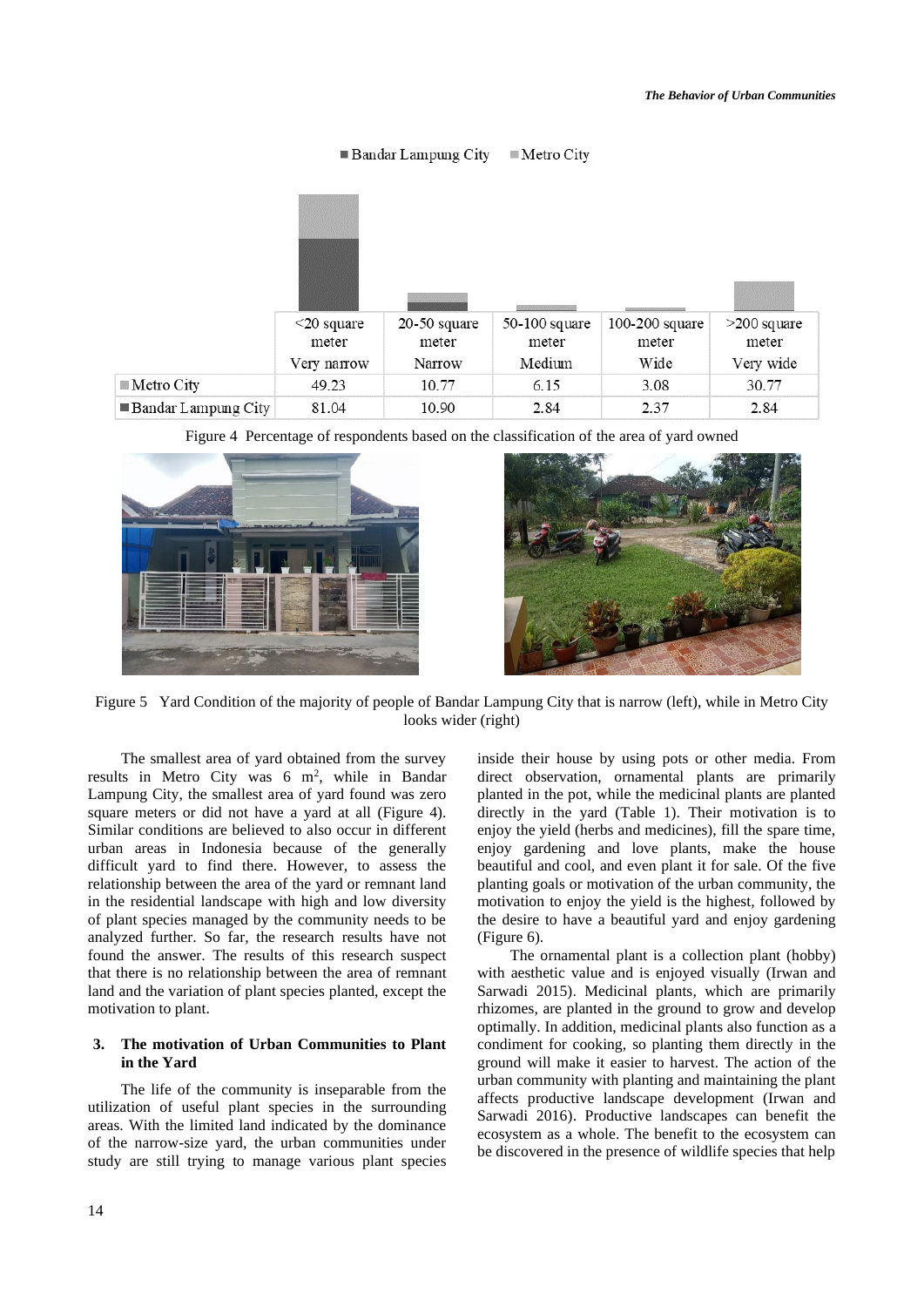Bandar Lampung City  Metro City

<20 square meter Very narrow
20-50 square meter Narrow
50-100 square meter Medium
100-200 square meter Wide
>200 square meter Very wide

Metro City 49.23 10.77 6.15 3.08 30.77

Bandar Lampung City 81.04 10.90 2.84 2.37 2.84

Figure 4 Percentage of respondents based on the classification of the area of yard owned

Figure 5 Yard Condition of the majority of people of Bandar Lampung City that is narrow (left), while in Metro City looks wider (right)

The smallest area of yard obtained from the survey results in Metro City was 6 m$^2$, while in Bandar Lampung City, the smallest area of yard found was zero square meters or did not have a yard at all (Figure 4). Similar conditions are believed to also occur in different urban areas in Indonesia because of the generally difficult yard to find there. However, to assess the relationship between the area of the yard or remnant land in the residential landscape with high and low diversity of plant species managed by the community needs to be analyzed further. So far, the research results have not found the answer. The results of this research suspect that there is no relationship between the area of remnant land and the variation of plant species planted, except the motivation to plant.

### 3. The motivation of Urban Communities to Plant in the Yard

The life of the community is inseparable from the utilization of useful plant species in the surrounding areas. With the limited land indicated by the dominance of the narrow-size yard, the urban communities under study are still trying to manage various plant species inside their house by using pots or other media. From direct observation, ornamental plants are primarily planted in the pot, while the medicinal plants are planted directly in the yard (Table 1). Their motivation is to enjoy the yield (herbs and medicines), fill the spare time, enjoy gardening and love plants, make the house beautiful and cool, and even plant it for sale. Of the five planting goals or motivation of the urban community, the motivation to enjoy the yield is the highest, followed by the desire to have a beautiful yard and enjoy gardening (Figure 6).

The ornamental plant is a collection plant (hobby) with aesthetic value and is enjoyed visually (Irwan and Sarwadi 2015). Medicinal plants, which are primarily rhizomes, are planted in the ground to grow and develop optimally. In addition, medicinal plants also function as a condiment for cooking, so planting them directly in the ground will make it easier to harvest. The action of the urban community with planting and maintaining the plant affects productive landscape development (Irwan and Sarwadi 2016). Productive landscapes can benefit the ecosystem as a whole. The benefit to the ecosystem can be discovered in the presence of wildlife species that help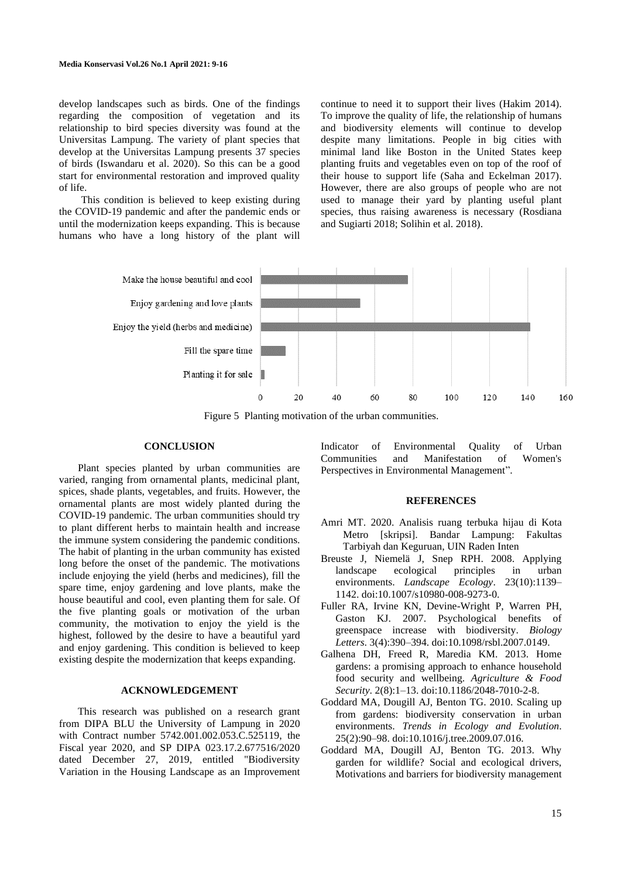develop landscapes such as birds. One of the findings regarding the composition of vegetation and its relationship to bird species diversity was found at the Universitas Lampung. The variety of plant species that develop at the Universitas Lampung presents 37 species of birds (Iswandaru et al. 2020). So this can be a good start for environmental restoration and improved quality of life.

This condition is believed to keep existing during the COVID-19 pandemic and after the pandemic ends or until the modernization keeps expanding. This is because humans who have a long history of the plant will continue to need it to support their lives (Hakim 2014). To improve the quality of life, the relationship of humans and biodiversity elements will continue to develop despite many limitations. People in big cities with minimal land like Boston in the United States keep planting fruits and vegetables even on top of the roof of their house to support life (Saha and Eckelman 2017). However, there are also groups of people who are not used to manage their yard by planting useful plant species, thus raising awareness is necessary (Rosdiana and Sugiarti 2018; Solihin et al. 2018).

Make the house beautiful and cool
Enjoy gardening and love plants
Enjoy the yield (herbs and medicine)
Fill the spare time
Planting it for sale

0 20 40 60 80 100 120 140 160

Figure 5 Planting motivation of the urban communities.

## CONCLUSION

Plant species planted by urban communities are varied, ranging from ornamental plants, medicinal plant, spices, shade plants, vegetables, and fruits. However, the ornamental plants are most widely planted during the COVID-19 pandemic. The urban communities should try to plant different herbs to maintain health and increase the immune system considering the pandemic conditions. The habit of planting in the urban community has existed long before the onset of the pandemic. The motivations include enjoying the yield (herbs and medicines), fill the spare time, enjoy gardening and love plants, make the house beautiful and cool, even planting them for sale. Of the five planting goals or motivation of the urban community, the motivation to enjoy the yield is the highest, followed by the desire to have a beautiful yard and enjoy gardening. This condition is believed to keep existing despite the modernization that keeps expanding.

## ACKNOWLEDGEMENT

This research was published on a research grant from DIPA BLU the University of Lampung in 2020 with Contract number 5742.001.002.053.C.525119, the Fiscal year 2020, and SP DIPA 023.17.2.677516/2020 dated December 27, 2019, entitled "Biodiversity Variation in the Housing Landscape as an Improvement Indicator of Environmental Quality of Urban Communities and Manifestation of Women's Perspectives in Environmental Management".

## REFERENCES

Amri MT. 2020. Analisis ruang terbuka hijau di Kota Metro [skripsi]. Bandar Lampung: Fakultas Tarbiyah dan Keguruan, UIN Raden Inten

Breuste J, Niemelä J, Snep RPH. 2008. Applying landscape ecological principles in urban environments. *Landscape Ecology*. 23(10):1139–1142. doi:10.1007/s10980-008-9273-0.

Fuller RA, Irvine KN, Devine-Wright P, Warren PH, Gaston KJ. 2007. Psychological benefits of greenspace increase with biodiversity. *Biology Letters*. 3(4):390–394. doi:10.1098/rsbl.2007.0149.

Galhena DH, Freed R, Maredia KM. 2013. Home gardens: a promising approach to enhance household food security and wellbeing. *Agriculture & Food Security*. 2(8):1–13. doi:10.1186/2048-7010-2-8.

Goddard MA, Dougill AJ, Benton TG. 2010. Scaling up from gardens: biodiversity conservation in urban environments. *Trends in Ecology and Evolution*. 25(2):90–98. doi:10.1016/j.tree.2009.07.016.

Goddard MA, Dougill AJ, Benton TG. 2013. Why garden for wildlife? Social and ecological drivers, Motivations and barriers for biodiversity management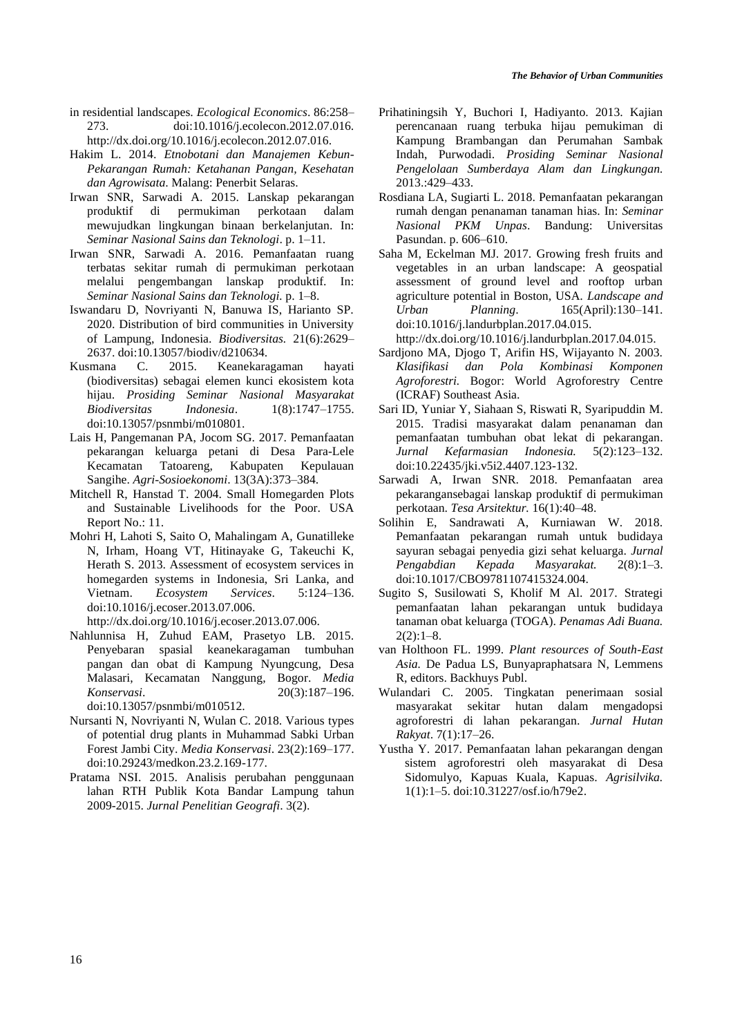in residential landscapes. *Ecological Economics*. 86:258–273. doi:10.1016/j.ecolecon.2012.07.016. http://dx.doi.org/10.1016/j.ecolecon.2012.07.016.

Hakim L. 2014. *Etnobotani dan Manajemen Kebun-Pekarangan Rumah: Ketahanan Pangan, Kesehatan dan Agrowisata*. Malang: Penerbit Selaras.

Irwan SNR, Sarwadi A. 2015. Lanskap pekarangan produktif di permukiman perkotaan dalam mewujudkan lingkungan binaan berkelanjutan. In: *Seminar Nasional Sains dan Teknologi*. p. 1–11.

Irwan SNR, Sarwadi A. 2016. Pemanfaatan ruang terbatas sekitar rumah di permukiman perkotaan melalui pengembangan lanskap produktif. In: *Seminar Nasional Sains dan Teknologi*. p. 1–8.

Iswandaru D, Novriyanti N, Banuwa IS, Harianto SP. 2020. Distribution of bird communities in University of Lampung, Indonesia. *Biodiversitas.* 21(6):2629–2637. doi:10.13057/biodiv/d210634.

Kusmana C. 2015. Keanekaragaman hayati (biodiversitas) sebagai elemen kunci ekosistem kota hijau. *Prosiding Seminar Nasional Masyarakat Biodiversitas Indonesia*. 1(8):1747–1755. doi:10.13057/psnmbi/m010801.

Lais H, Pangemanan PA, Jocom SG. 2017. Pemanfaatan pekarangan keluarga petani di Desa Para-Lele Kecamatan Tatoareng, Kabupaten Kepulauan Sangihe. *Agri-Sosioekonomi*. 13(3A):373–384.

Mitchell R, Hanstad T. 2004. Small Homegarden Plots and Sustainable Livelihoods for the Poor. USA Report No.: 11.

Mohri H, Lahoti S, Saito O, Mahalingam A, Gunatilleke N, Irham, Hoang VT, Hitinayake G, Takeuchi K, Herath S. 2013. Assessment of ecosystem services in homegarden systems in Indonesia, Sri Lanka, and Vietnam. *Ecosystem Services*. 5:124–136. doi:10.1016/j.ecoser.2013.07.006. http://dx.doi.org/10.1016/j.ecoser.2013.07.006.

Nahlunnisa H, Zuhud EAM, Prasetyo LB. 2015. Penyebaran spasial keanekaragaman tumbuhan pangan dan obat di Kampung Nyungcung, Desa Malasari, Kecamatan Nanggung, Bogor. *Media Konservasi*. 20(3):187–196. doi:10.13057/psnmbi/m010512.

Nursanti N, Novriyanti N, Wulan C. 2018. Various types of potential drug plants in Muhammad Sabki Urban Forest Jambi City. *Media Konservasi*. 23(2):169–177. doi:10.29243/medkon.23.2.169-177.

Pratama NSI. 2015. Analisis perubahan penggunaan lahan RTH Publik Kota Bandar Lampung tahun 2009-2015. *Jurnal Penelitian Geografi*. 3(2).

Prihatiningsih Y, Buchori I, Hadiyanto. 2013. Kajian perencanaan ruang terbuka hijau pemukiman di Kampung Brambangan dan Perumahan Sambak Indah, Purwodadi. *Prosiding Seminar Nasional Pengelolaan Sumberdaya Alam dan Lingkungan.* 2013.:429–433.

Rosdiana LA, Sugiarti L. 2018. Pemanfaatan pekarangan rumah dengan penanaman tanaman hias. In: *Seminar Nasional PKM Unpas*. Bandung: Universitas Pasundan. p. 606–610.

Saha M, Eckelman MJ. 2017. Growing fresh fruits and vegetables in an urban landscape: A geospatial assessment of ground level and rooftop urban agriculture potential in Boston, USA. *Landscape and Urban Planning*. 165(April):130–141. doi:10.1016/j.landurbplan.2017.04.015. http://dx.doi.org/10.1016/j.landurbplan.2017.04.015.

Sardjono MA, Djogo T, Arifin HS, Wijayanto N. 2003. *Klasifikasi dan Pola Kombinasi Komponen Agroforestri.* Bogor: World Agroforestry Centre (ICRAF) Southeast Asia.

Sari ID, Yuniar Y, Siahaan S, Riswati R, Syaripuddin M. 2015. Tradisi masyarakat dalam penanaman dan pemanfaatan tumbuhan obat lekat di pekarangan. *Jurnal Kefarmasian Indonesia.* 5(2):123–132. doi:10.22435/jki.v5i2.4407.123-132.

Sarwadi A, Irwan SNR. 2018. Pemanfaatan area pekarangansebagai lanskap produktif di permukiman perkotaan. *Tesa Arsitektur.* 16(1):40–48.

Solihin E, Sandrawati A, Kurniawan W. 2018. Pemanfaatan pekarangan rumah untuk budidaya sayuran sebagai penyedia gizi sehat keluarga. *Jurnal Pengabdian Kepada Masyarakat.* 2(8):1–3. doi:10.1017/CBO9781107415324.004.

Sugito S, Susilowati S, Kholif M Al. 2017. Strategi pemanfaatan lahan pekarangan untuk budidaya tanaman obat keluarga (TOGA). *Penamas Adi Buana.* 2(2):1–8.

van Holthoon FL. 1999. *Plant resources of South-East Asia.* De Padua LS, Bunyapraphatsara N, Lemmens R, editors. Backhuys Publ.

Wulandari C. 2005. Tingkatan penerimaan sosial masyarakat sekitar hutan dalam mengadopsi agroforestri di lahan pekarangan. *Jurnal Hutan Rakyat*. 7(1):17–26.

Yustha Y. 2017. Pemanfaatan lahan pekarangan dengan sistem agroforestri oleh masyarakat di Desa Sidomulyo, Kapuas Kuala, Kapuas. *Agrisilvika.* 1(1):1–5. doi:10.31227/osf.io/h79e2.